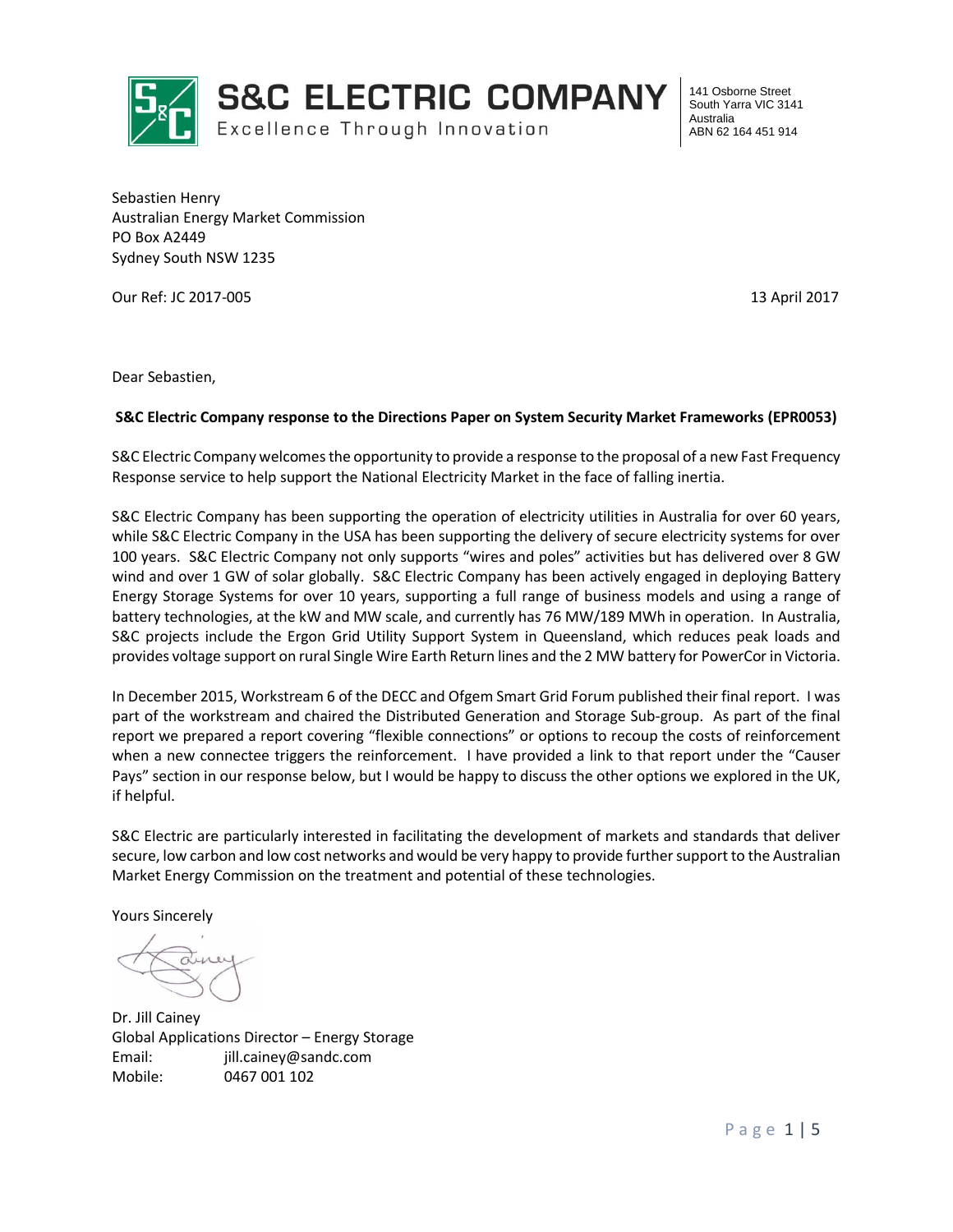# S&C ELECTRIC COMPANY

Excellence Through Innovation

141 Osborne Street
South Yarra VIC 3141
Australia
ABN 62 164 451 914

Sebastien Henry
Australian Energy Market Commission
PO Box A2449
Sydney South NSW 1235

Our Ref: JC 2017-005

13 April 2017

Dear Sebastien,

**S&C Electric Company response to the Directions Paper on System Security Market Frameworks (EPR0053)**

S&C Electric Company welcomes the opportunity to provide a response to the proposal of a new Fast Frequency Response service to help support the National Electricity Market in the face of falling inertia.

S&C Electric Company has been supporting the operation of electricity utilities in Australia for over 60 years, while S&C Electric Company in the USA has been supporting the delivery of secure electricity systems for over 100 years. S&C Electric Company not only supports "wires and poles" activities but has delivered over 8 GW wind and over 1 GW of solar globally. S&C Electric Company has been actively engaged in deploying Battery Energy Storage Systems for over 10 years, supporting a full range of business models and using a range of battery technologies, at the kW and MW scale, and currently has 76 MW/189 MWh in operation. In Australia, S&C projects include the Ergon Grid Utility Support System in Queensland, which reduces peak loads and provides voltage support on rural Single Wire Earth Return lines and the 2 MW battery for PowerCor in Victoria.

In December 2015, Workstream 6 of the DECC and Ofgem Smart Grid Forum published their final report. I was part of the workstream and chaired the Distributed Generation and Storage Sub-group. As part of the final report we prepared a report covering "flexible connections" or options to recoup the costs of reinforcement when a new connectee triggers the reinforcement. I have provided a link to that report under the "Causer Pays" section in our response below, but I would be happy to discuss the other options we explored in the UK, if helpful.

S&C Electric are particularly interested in facilitating the development of markets and standards that deliver secure, low carbon and low cost networks and would be very happy to provide further support to the Australian Market Energy Commission on the treatment and potential of these technologies.

Yours Sincerely

Dr. Jill Cainey
Global Applications Director – Energy Storage
Email: jill.cainey@sandc.com
Mobile: 0467 001 102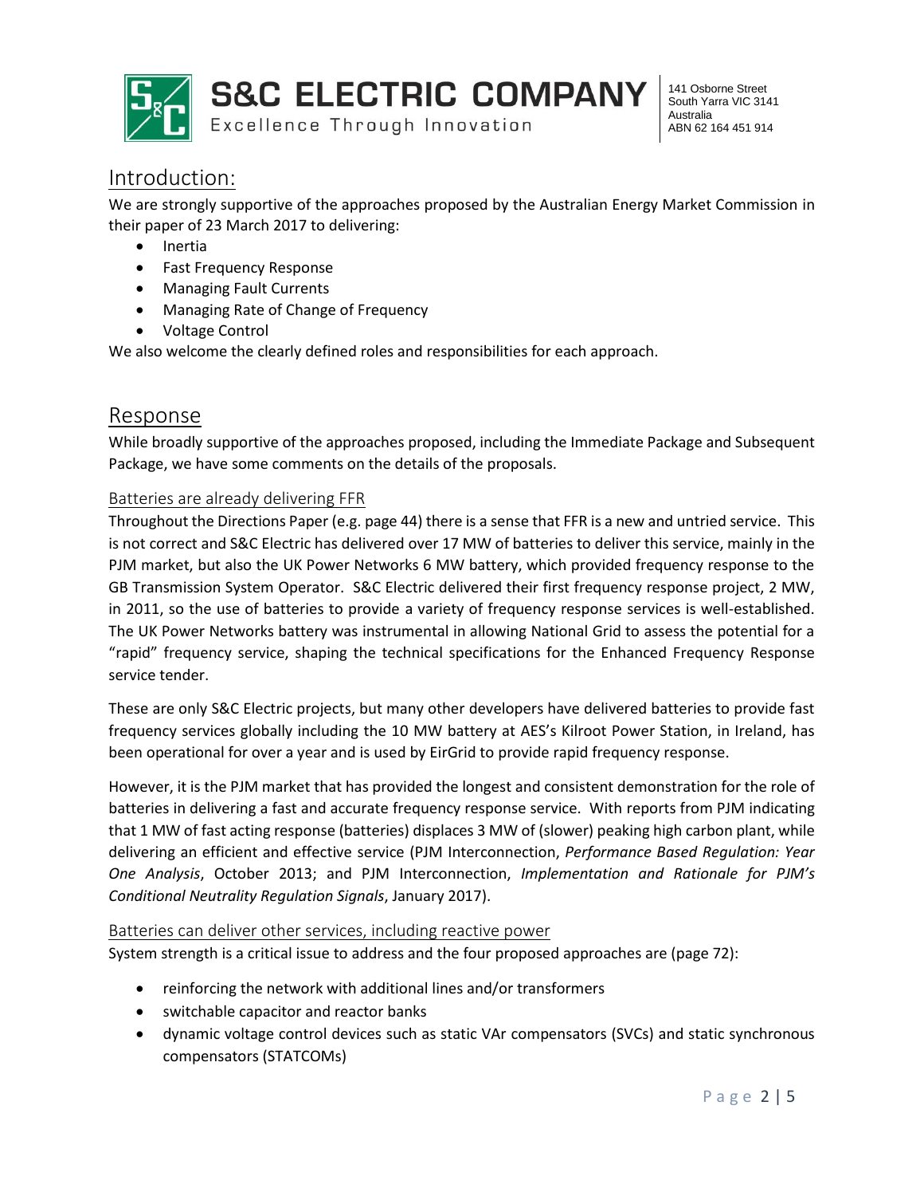# Introduction:

We are strongly supportive of the approaches proposed by the Australian Energy Market Commission in their paper of 23 March 2017 to delivering:

- Inertia
- Fast Frequency Response
- Managing Fault Currents
- Managing Rate of Change of Frequency
- Voltage Control

We also welcome the clearly defined roles and responsibilities for each approach.

# Response

While broadly supportive of the approaches proposed, including the Immediate Package and Subsequent Package, we have some comments on the details of the proposals.

## Batteries are already delivering FFR

Throughout the Directions Paper (e.g. page 44) there is a sense that FFR is a new and untried service. This is not correct and S&C Electric has delivered over 17 MW of batteries to deliver this service, mainly in the PJM market, but also the UK Power Networks 6 MW battery, which provided frequency response to the GB Transmission System Operator. S&C Electric delivered their first frequency response project, 2 MW, in 2011, so the use of batteries to provide a variety of frequency response services is well-established. The UK Power Networks battery was instrumental in allowing National Grid to assess the potential for a "rapid" frequency service, shaping the technical specifications for the Enhanced Frequency Response service tender.

These are only S&C Electric projects, but many other developers have delivered batteries to provide fast frequency services globally including the 10 MW battery at AES's Kilroot Power Station, in Ireland, has been operational for over a year and is used by EirGrid to provide rapid frequency response.

However, it is the PJM market that has provided the longest and consistent demonstration for the role of batteries in delivering a fast and accurate frequency response service. With reports from PJM indicating that 1 MW of fast acting response (batteries) displaces 3 MW of (slower) peaking high carbon plant, while delivering an efficient and effective service (PJM Interconnection, *Performance Based Regulation: Year One Analysis*, October 2013; and PJM Interconnection, *Implementation and Rationale for PJM's Conditional Neutrality Regulation Signals*, January 2017).

## Batteries can deliver other services, including reactive power

System strength is a critical issue to address and the four proposed approaches are (page 72):

- reinforcing the network with additional lines and/or transformers
- switchable capacitor and reactor banks
- dynamic voltage control devices such as static VAr compensators (SVCs) and static synchronous compensators (STATCOMs)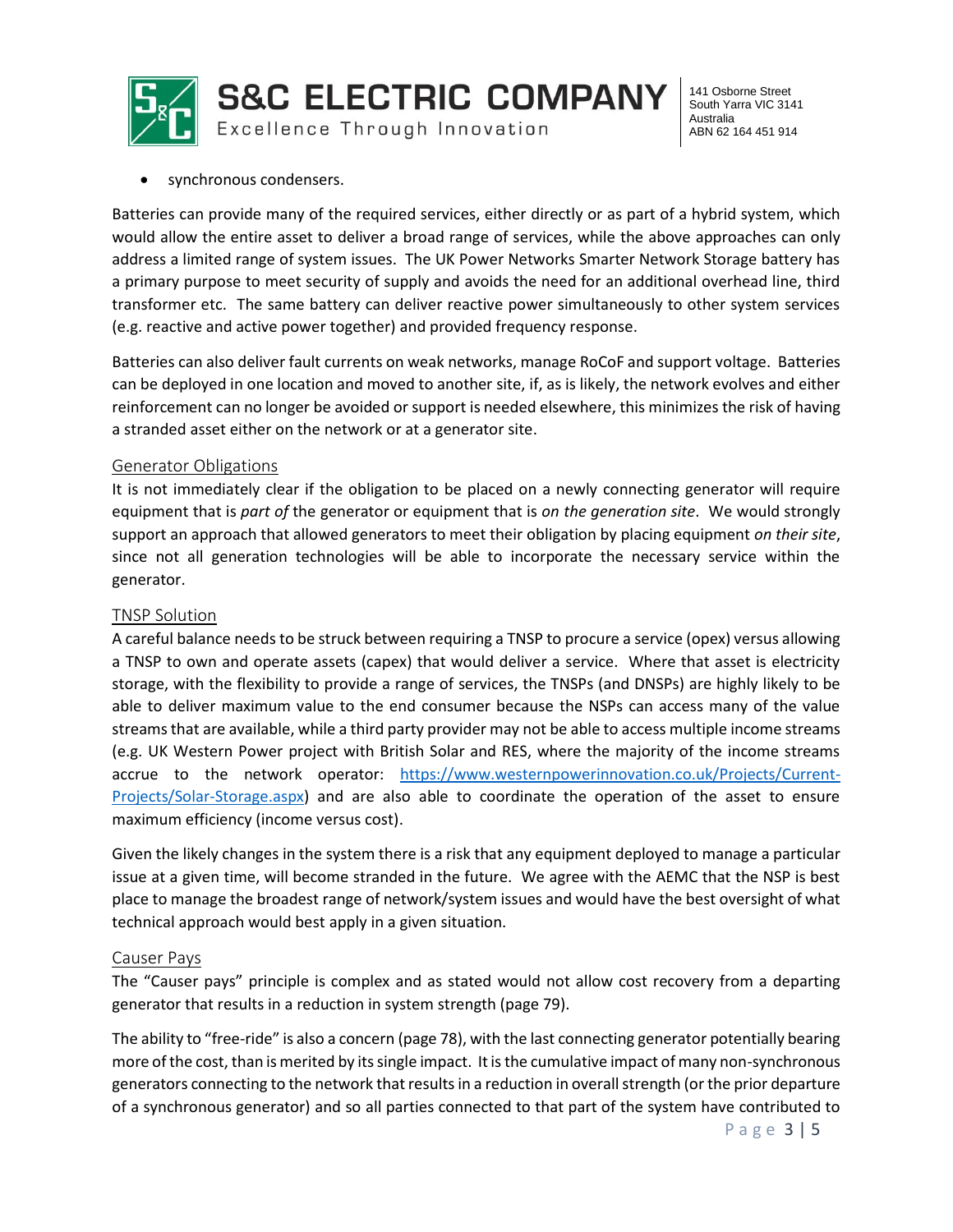- synchronous condensers.

Batteries can provide many of the required services, either directly or as part of a hybrid system, which would allow the entire asset to deliver a broad range of services, while the above approaches can only address a limited range of system issues. The UK Power Networks Smarter Network Storage battery has a primary purpose to meet security of supply and avoids the need for an additional overhead line, third transformer etc. The same battery can deliver reactive power simultaneously to other system services (e.g. reactive and active power together) and provided frequency response.

Batteries can also deliver fault currents on weak networks, manage RoCoF and support voltage. Batteries can be deployed in one location and moved to another site, if, as is likely, the network evolves and either reinforcement can no longer be avoided or support is needed elsewhere, this minimizes the risk of having a stranded asset either on the network or at a generator site.

## Generator Obligations

It is not immediately clear if the obligation to be placed on a newly connecting generator will require equipment that is *part of* the generator or equipment that is *on the generation site*. We would strongly support an approach that allowed generators to meet their obligation by placing equipment *on their site*, since not all generation technologies will be able to incorporate the necessary service within the generator.

## TNSP Solution

A careful balance needs to be struck between requiring a TNSP to procure a service (opex) versus allowing a TNSP to own and operate assets (capex) that would deliver a service. Where that asset is electricity storage, with the flexibility to provide a range of services, the TNSPs (and DNSPs) are highly likely to be able to deliver maximum value to the end consumer because the NSPs can access many of the value streams that are available, while a third party provider may not be able to access multiple income streams (e.g. UK Western Power project with British Solar and RES, where the majority of the income streams accrue to the network operator: https://www.westernpowerinnovation.co.uk/Projects/Current-Projects/Solar-Storage.aspx) and are also able to coordinate the operation of the asset to ensure maximum efficiency (income versus cost).

Given the likely changes in the system there is a risk that any equipment deployed to manage a particular issue at a given time, will become stranded in the future. We agree with the AEMC that the NSP is best place to manage the broadest range of network/system issues and would have the best oversight of what technical approach would best apply in a given situation.

## Causer Pays

The "Causer pays" principle is complex and as stated would not allow cost recovery from a departing generator that results in a reduction in system strength (page 79).

The ability to "free-ride" is also a concern (page 78), with the last connecting generator potentially bearing more of the cost, than is merited by its single impact. It is the cumulative impact of many non-synchronous generators connecting to the network that results in a reduction in overall strength (or the prior departure of a synchronous generator) and so all parties connected to that part of the system have contributed to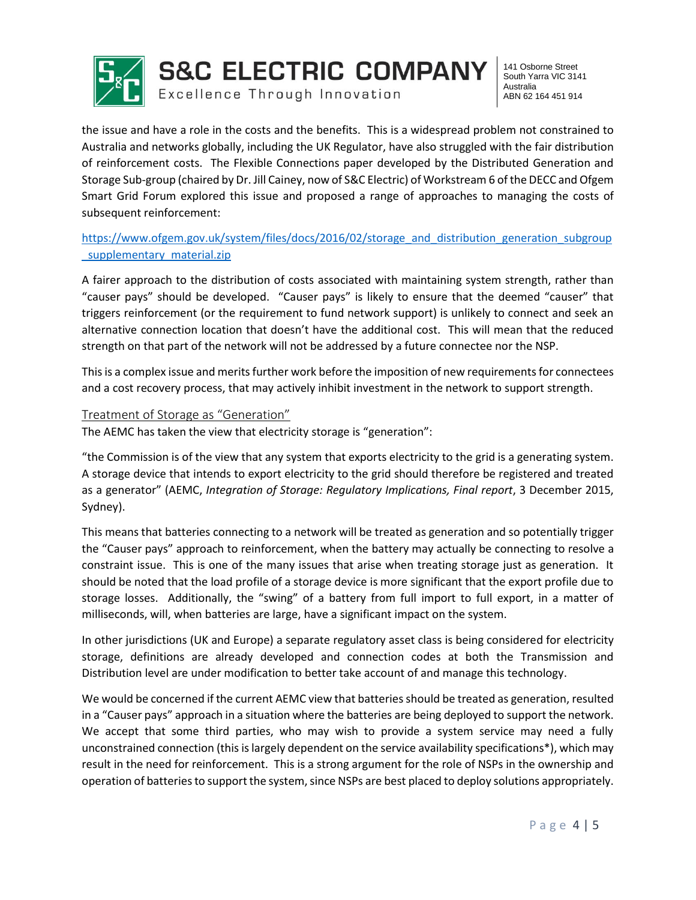the issue and have a role in the costs and the benefits. This is a widespread problem not constrained to Australia and networks globally, including the UK Regulator, have also struggled with the fair distribution of reinforcement costs. The Flexible Connections paper developed by the Distributed Generation and Storage Sub-group (chaired by Dr. Jill Cainey, now of S&C Electric) of Workstream 6 of the DECC and Ofgem Smart Grid Forum explored this issue and proposed a range of approaches to managing the costs of subsequent reinforcement:

https://www.ofgem.gov.uk/system/files/docs/2016/02/storage_and_distribution_generation_subgroup_supplementary_material.zip

A fairer approach to the distribution of costs associated with maintaining system strength, rather than "causer pays" should be developed. "Causer pays" is likely to ensure that the deemed "causer" that triggers reinforcement (or the requirement to fund network support) is unlikely to connect and seek an alternative connection location that doesn't have the additional cost. This will mean that the reduced strength on that part of the network will not be addressed by a future connectee nor the NSP.

This is a complex issue and merits further work before the imposition of new requirements for connectees and a cost recovery process, that may actively inhibit investment in the network to support strength.

## Treatment of Storage as "Generation"

The AEMC has taken the view that electricity storage is "generation":

"the Commission is of the view that any system that exports electricity to the grid is a generating system. A storage device that intends to export electricity to the grid should therefore be registered and treated as a generator" (AEMC, *Integration of Storage: Regulatory Implications, Final report*, 3 December 2015, Sydney).

This means that batteries connecting to a network will be treated as generation and so potentially trigger the "Causer pays" approach to reinforcement, when the battery may actually be connecting to resolve a constraint issue. This is one of the many issues that arise when treating storage just as generation. It should be noted that the load profile of a storage device is more significant that the export profile due to storage losses. Additionally, the "swing" of a battery from full import to full export, in a matter of milliseconds, will, when batteries are large, have a significant impact on the system.

In other jurisdictions (UK and Europe) a separate regulatory asset class is being considered for electricity storage, definitions are already developed and connection codes at both the Transmission and Distribution level are under modification to better take account of and manage this technology.

We would be concerned if the current AEMC view that batteries should be treated as generation, resulted in a "Causer pays" approach in a situation where the batteries are being deployed to support the network. We accept that some third parties, who may wish to provide a system service may need a fully unconstrained connection (this is largely dependent on the service availability specifications*), which may result in the need for reinforcement. This is a strong argument for the role of NSPs in the ownership and operation of batteries to support the system, since NSPs are best placed to deploy solutions appropriately.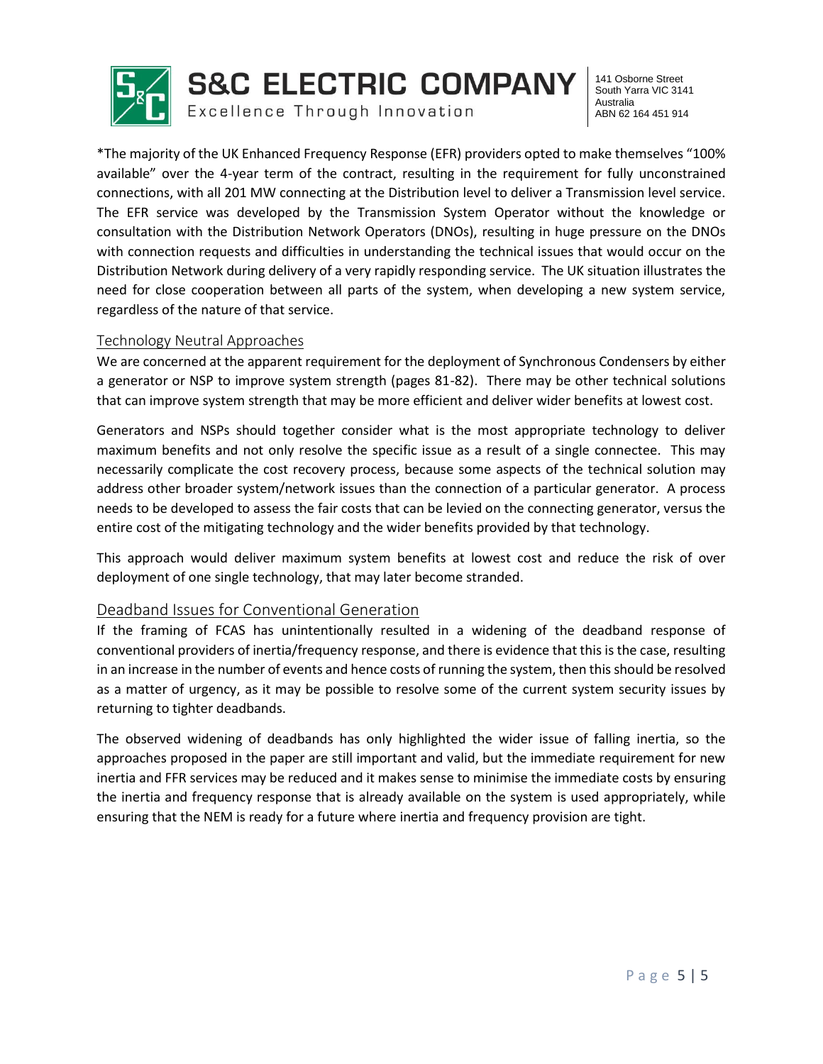*The majority of the UK Enhanced Frequency Response (EFR) providers opted to make themselves "100% available" over the 4-year term of the contract, resulting in the requirement for fully unconstrained connections, with all 201 MW connecting at the Distribution level to deliver a Transmission level service. The EFR service was developed by the Transmission System Operator without the knowledge or consultation with the Distribution Network Operators (DNOs), resulting in huge pressure on the DNOs with connection requests and difficulties in understanding the technical issues that would occur on the Distribution Network during delivery of a very rapidly responding service. The UK situation illustrates the need for close cooperation between all parts of the system, when developing a new system service, regardless of the nature of that service.

## Technology Neutral Approaches

We are concerned at the apparent requirement for the deployment of Synchronous Condensers by either a generator or NSP to improve system strength (pages 81-82). There may be other technical solutions that can improve system strength that may be more efficient and deliver wider benefits at lowest cost.

Generators and NSPs should together consider what is the most appropriate technology to deliver maximum benefits and not only resolve the specific issue as a result of a single connectee. This may necessarily complicate the cost recovery process, because some aspects of the technical solution may address other broader system/network issues than the connection of a particular generator. A process needs to be developed to assess the fair costs that can be levied on the connecting generator, versus the entire cost of the mitigating technology and the wider benefits provided by that technology.

This approach would deliver maximum system benefits at lowest cost and reduce the risk of over deployment of one single technology, that may later become stranded.

## Deadband Issues for Conventional Generation

If the framing of FCAS has unintentionally resulted in a widening of the deadband response of conventional providers of inertia/frequency response, and there is evidence that this is the case, resulting in an increase in the number of events and hence costs of running the system, then this should be resolved as a matter of urgency, as it may be possible to resolve some of the current system security issues by returning to tighter deadbands.

The observed widening of deadbands has only highlighted the wider issue of falling inertia, so the approaches proposed in the paper are still important and valid, but the immediate requirement for new inertia and FFR services may be reduced and it makes sense to minimise the immediate costs by ensuring the inertia and frequency response that is already available on the system is used appropriately, while ensuring that the NEM is ready for a future where inertia and frequency provision are tight.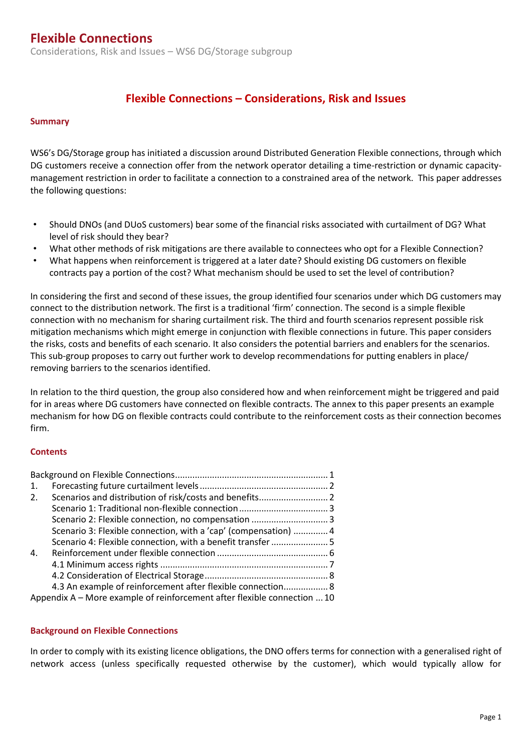# Flexible Connections

Considerations, Risk and Issues – WS6 DG/Storage subgroup

## Flexible Connections – Considerations, Risk and Issues

### Summary

WS6's DG/Storage group has initiated a discussion around Distributed Generation Flexible connections, through which DG customers receive a connection offer from the network operator detailing a time-restriction or dynamic capacity-management restriction in order to facilitate a connection to a constrained area of the network. This paper addresses the following questions:

- Should DNOs (and DUoS customers) bear some of the financial risks associated with curtailment of DG? What level of risk should they bear?
- What other methods of risk mitigations are there available to connectees who opt for a Flexible Connection?
- What happens when reinforcement is triggered at a later date? Should existing DG customers on flexible contracts pay a portion of the cost? What mechanism should be used to set the level of contribution?

In considering the first and second of these issues, the group identified four scenarios under which DG customers may connect to the distribution network. The first is a traditional 'firm' connection. The second is a simple flexible connection with no mechanism for sharing curtailment risk. The third and fourth scenarios represent possible risk mitigation mechanisms which might emerge in conjunction with flexible connections in future. This paper considers the risks, costs and benefits of each scenario. It also considers the potential barriers and enablers for the scenarios. This sub-group proposes to carry out further work to develop recommendations for putting enablers in place/ removing barriers to the scenarios identified.

In relation to the third question, the group also considered how and when reinforcement might be triggered and paid for in areas where DG customers have connected on flexible contracts. The annex to this paper presents an example mechanism for how DG on flexible contracts could contribute to the reinforcement costs as their connection becomes firm.

### Contents

Background on Flexible Connections ... 1
1. Forecasting future curtailment levels ... 2
2. Scenarios and distribution of risk/costs and benefits ... 2
   - Scenario 1: Traditional non-flexible connection ... 3
   - Scenario 2: Flexible connection, no compensation ... 3
   - Scenario 3: Flexible connection, with a 'cap' (compensation) ... 4
   - Scenario 4: Flexible connection, with a benefit transfer ... 5
4. Reinforcement under flexible connection ... 6
   - 4.1 Minimum access rights ... 7
   - 4.2 Consideration of Electrical Storage ... 8
   - 4.3 An example of reinforcement after flexible connection ... 8

Appendix A – More example of reinforcement after flexible connection ... 10

### Background on Flexible Connections

In order to comply with its existing licence obligations, the DNO offers terms for connection with a generalised right of network access (unless specifically requested otherwise by the customer), which would typically allow for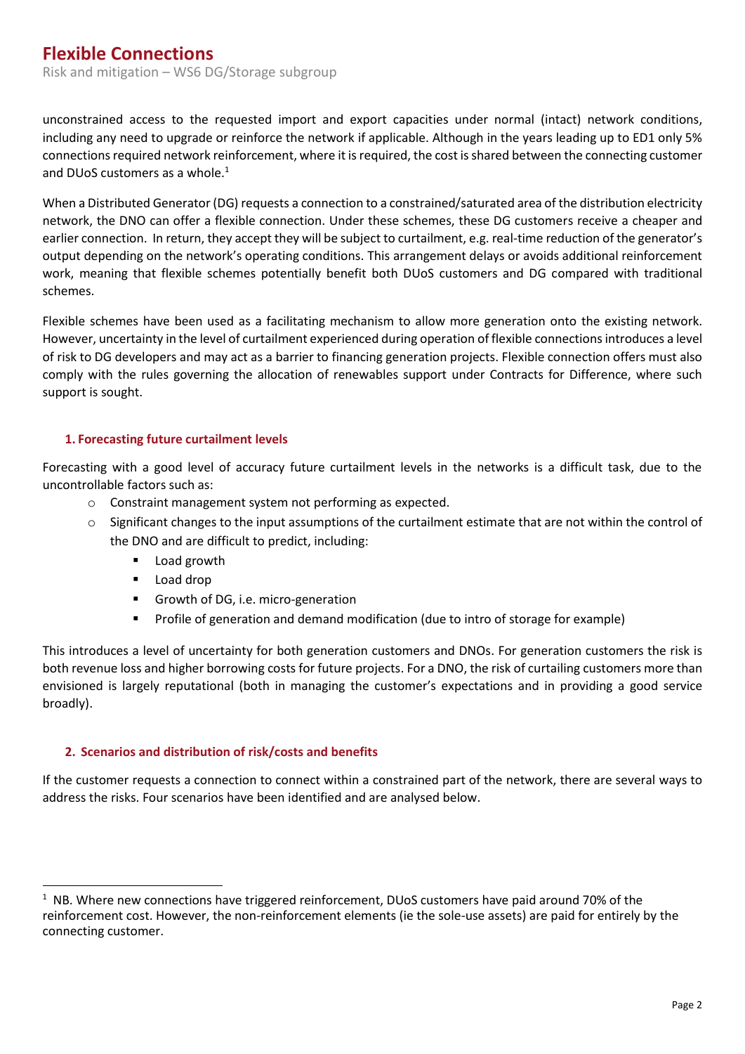unconstrained access to the requested import and export capacities under normal (intact) network conditions, including any need to upgrade or reinforce the network if applicable. Although in the years leading up to ED1 only 5% connections required network reinforcement, where it is required, the cost is shared between the connecting customer and DUoS customers as a whole.[1]

When a Distributed Generator (DG) requests a connection to a constrained/saturated area of the distribution electricity network, the DNO can offer a flexible connection. Under these schemes, these DG customers receive a cheaper and earlier connection. In return, they accept they will be subject to curtailment, e.g. real-time reduction of the generator's output depending on the network's operating conditions. This arrangement delays or avoids additional reinforcement work, meaning that flexible schemes potentially benefit both DUoS customers and DG compared with traditional schemes.

Flexible schemes have been used as a facilitating mechanism to allow more generation onto the existing network. However, uncertainty in the level of curtailment experienced during operation of flexible connections introduces a level of risk to DG developers and may act as a barrier to financing generation projects. Flexible connection offers must also comply with the rules governing the allocation of renewables support under Contracts for Difference, where such support is sought.

### 1. Forecasting future curtailment levels

Forecasting with a good level of accuracy future curtailment levels in the networks is a difficult task, due to the uncontrollable factors such as:

- Constraint management system not performing as expected.
- Significant changes to the input assumptions of the curtailment estimate that are not within the control of the DNO and are difficult to predict, including:
  - Load growth
  - Load drop
  - Growth of DG, i.e. micro-generation
  - Profile of generation and demand modification (due to intro of storage for example)

This introduces a level of uncertainty for both generation customers and DNOs. For generation customers the risk is both revenue loss and higher borrowing costs for future projects. For a DNO, the risk of curtailing customers more than envisioned is largely reputational (both in managing the customer's expectations and in providing a good service broadly).

### 2. Scenarios and distribution of risk/costs and benefits

If the customer requests a connection to connect within a constrained part of the network, there are several ways to address the risks. Four scenarios have been identified and are analysed below.

---

[1] NB. Where new connections have triggered reinforcement, DUoS customers have paid around 70% of the reinforcement cost. However, the non-reinforcement elements (ie the sole-use assets) are paid for entirely by the connecting customer.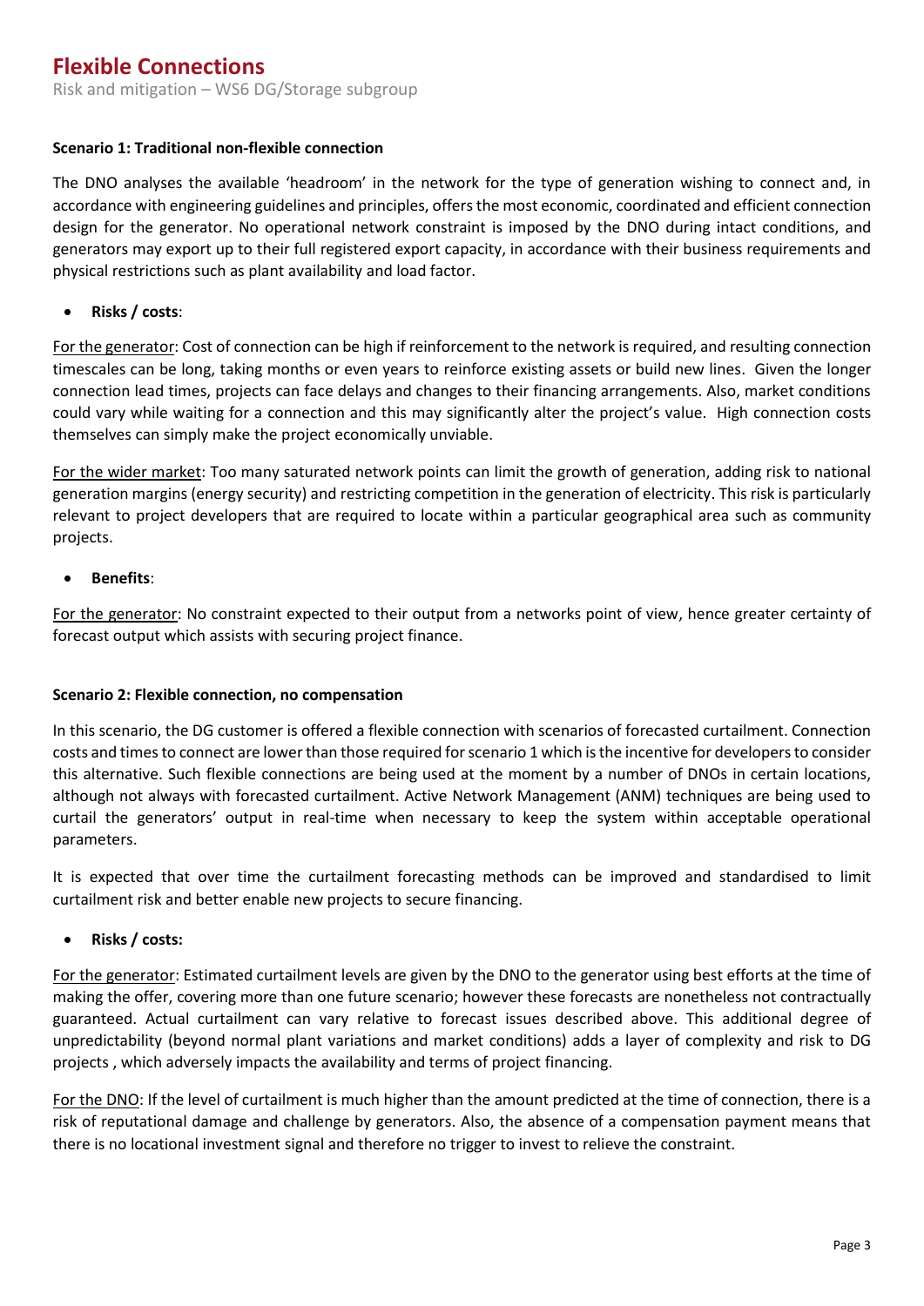**Scenario 1: Traditional non-flexible connection**

The DNO analyses the available 'headroom' in the network for the type of generation wishing to connect and, in accordance with engineering guidelines and principles, offers the most economic, coordinated and efficient connection design for the generator. No operational network constraint is imposed by the DNO during intact conditions, and generators may export up to their full registered export capacity, in accordance with their business requirements and physical restrictions such as plant availability and load factor.

- **Risks / costs**:

For the generator: Cost of connection can be high if reinforcement to the network is required, and resulting connection timescales can be long, taking months or even years to reinforce existing assets or build new lines. Given the longer connection lead times, projects can face delays and changes to their financing arrangements. Also, market conditions could vary while waiting for a connection and this may significantly alter the project's value. High connection costs themselves can simply make the project economically unviable.

For the wider market: Too many saturated network points can limit the growth of generation, adding risk to national generation margins (energy security) and restricting competition in the generation of electricity. This risk is particularly relevant to project developers that are required to locate within a particular geographical area such as community projects.

- **Benefits**:

For the generator: No constraint expected to their output from a networks point of view, hence greater certainty of forecast output which assists with securing project finance.

**Scenario 2: Flexible connection, no compensation**

In this scenario, the DG customer is offered a flexible connection with scenarios of forecasted curtailment. Connection costs and times to connect are lower than those required for scenario 1 which is the incentive for developers to consider this alternative. Such flexible connections are being used at the moment by a number of DNOs in certain locations, although not always with forecasted curtailment. Active Network Management (ANM) techniques are being used to curtail the generators' output in real-time when necessary to keep the system within acceptable operational parameters.

It is expected that over time the curtailment forecasting methods can be improved and standardised to limit curtailment risk and better enable new projects to secure financing.

- **Risks / costs:**

For the generator: Estimated curtailment levels are given by the DNO to the generator using best efforts at the time of making the offer, covering more than one future scenario; however these forecasts are nonetheless not contractually guaranteed. Actual curtailment can vary relative to forecast issues described above. This additional degree of unpredictability (beyond normal plant variations and market conditions) adds a layer of complexity and risk to DG projects , which adversely impacts the availability and terms of project financing.

For the DNO: If the level of curtailment is much higher than the amount predicted at the time of connection, there is a risk of reputational damage and challenge by generators. Also, the absence of a compensation payment means that there is no locational investment signal and therefore no trigger to invest to relieve the constraint.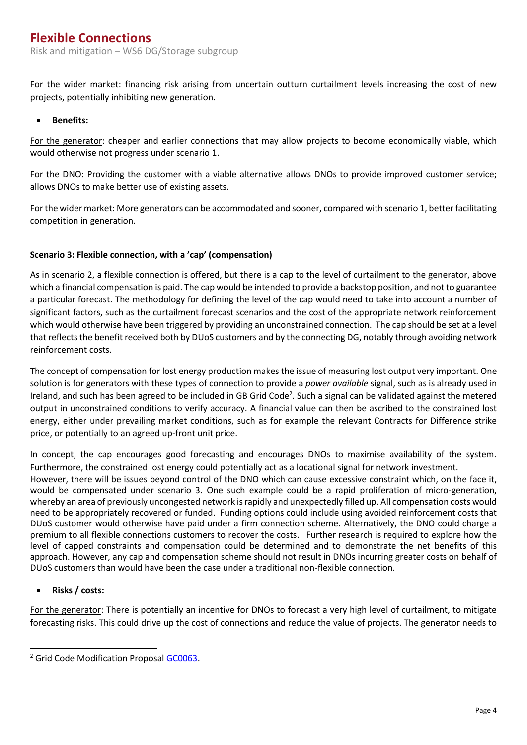For the wider market: financing risk arising from uncertain outturn curtailment levels increasing the cost of new projects, potentially inhibiting new generation.

- **Benefits:**

For the generator: cheaper and earlier connections that may allow projects to become economically viable, which would otherwise not progress under scenario 1.

For the DNO: Providing the customer with a viable alternative allows DNOs to provide improved customer service; allows DNOs to make better use of existing assets.

For the wider market: More generators can be accommodated and sooner, compared with scenario 1, better facilitating competition in generation.

**Scenario 3: Flexible connection, with a 'cap' (compensation)**

As in scenario 2, a flexible connection is offered, but there is a cap to the level of curtailment to the generator, above which a financial compensation is paid. The cap would be intended to provide a backstop position, and not to guarantee a particular forecast. The methodology for defining the level of the cap would need to take into account a number of significant factors, such as the curtailment forecast scenarios and the cost of the appropriate network reinforcement which would otherwise have been triggered by providing an unconstrained connection. The cap should be set at a level that reflects the benefit received both by DUoS customers and by the connecting DG, notably through avoiding network reinforcement costs.

The concept of compensation for lost energy production makes the issue of measuring lost output very important. One solution is for generators with these types of connection to provide a *power available* signal, such as is already used in Ireland, and such has been agreed to be included in GB Grid Code[2]. Such a signal can be validated against the metered output in unconstrained conditions to verify accuracy. A financial value can then be ascribed to the constrained lost energy, either under prevailing market conditions, such as for example the relevant Contracts for Difference strike price, or potentially to an agreed up-front unit price.

In concept, the cap encourages good forecasting and encourages DNOs to maximise availability of the system. Furthermore, the constrained lost energy could potentially act as a locational signal for network investment. However, there will be issues beyond control of the DNO which can cause excessive constraint which, on the face it, would be compensated under scenario 3. One such example could be a rapid proliferation of micro-generation, whereby an area of previously uncongested network is rapidly and unexpectedly filled up. All compensation costs would need to be appropriately recovered or funded. Funding options could include using avoided reinforcement costs that DUoS customer would otherwise have paid under a firm connection scheme. Alternatively, the DNO could charge a premium to all flexible connections customers to recover the costs. Further research is required to explore how the level of capped constraints and compensation could be determined and to demonstrate the net benefits of this approach. However, any cap and compensation scheme should not result in DNOs incurring greater costs on behalf of DUoS customers than would have been the case under a traditional non-flexible connection.

- **Risks / costs:**

For the generator: There is potentially an incentive for DNOs to forecast a very high level of curtailment, to mitigate forecasting risks. This could drive up the cost of connections and reduce the value of projects. The generator needs to

[2] Grid Code Modification Proposal GC0063.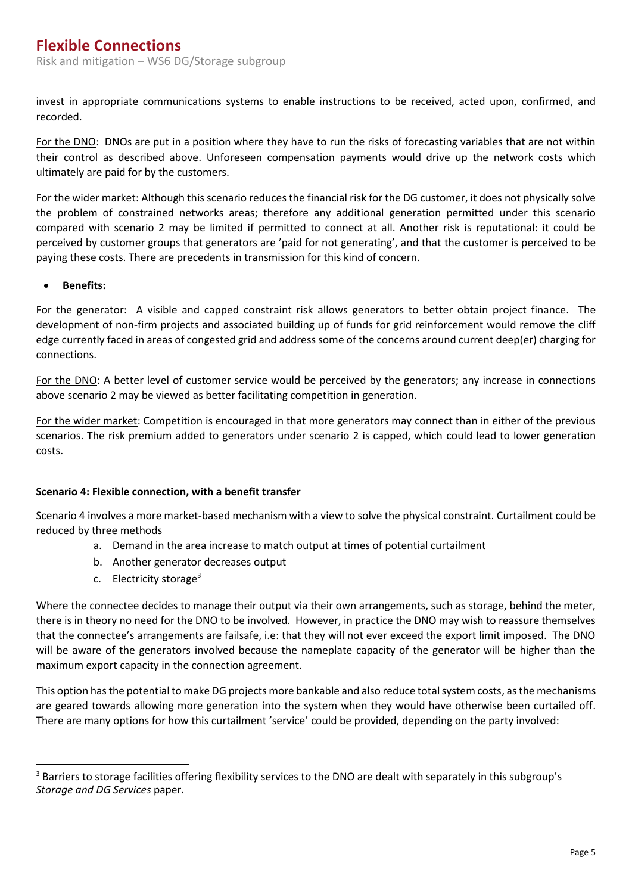invest in appropriate communications systems to enable instructions to be received, acted upon, confirmed, and recorded.

For the DNO: DNOs are put in a position where they have to run the risks of forecasting variables that are not within their control as described above. Unforeseen compensation payments would drive up the network costs which ultimately are paid for by the customers.

For the wider market: Although this scenario reduces the financial risk for the DG customer, it does not physically solve the problem of constrained networks areas; therefore any additional generation permitted under this scenario compared with scenario 2 may be limited if permitted to connect at all. Another risk is reputational: it could be perceived by customer groups that generators are 'paid for not generating', and that the customer is perceived to be paying these costs. There are precedents in transmission for this kind of concern.

- **Benefits:**

For the generator: A visible and capped constraint risk allows generators to better obtain project finance. The development of non-firm projects and associated building up of funds for grid reinforcement would remove the cliff edge currently faced in areas of congested grid and address some of the concerns around current deep(er) charging for connections.

For the DNO: A better level of customer service would be perceived by the generators; any increase in connections above scenario 2 may be viewed as better facilitating competition in generation.

For the wider market: Competition is encouraged in that more generators may connect than in either of the previous scenarios. The risk premium added to generators under scenario 2 is capped, which could lead to lower generation costs.

**Scenario 4: Flexible connection, with a benefit transfer**

Scenario 4 involves a more market-based mechanism with a view to solve the physical constraint. Curtailment could be reduced by three methods

a. Demand in the area increase to match output at times of potential curtailment
b. Another generator decreases output
c. Electricity storage[3]

Where the connectee decides to manage their output via their own arrangements, such as storage, behind the meter, there is in theory no need for the DNO to be involved. However, in practice the DNO may wish to reassure themselves that the connectee's arrangements are failsafe, i.e: that they will not ever exceed the export limit imposed. The DNO will be aware of the generators involved because the nameplate capacity of the generator will be higher than the maximum export capacity in the connection agreement.

This option has the potential to make DG projects more bankable and also reduce total system costs, as the mechanisms are geared towards allowing more generation into the system when they would have otherwise been curtailed off. There are many options for how this curtailment 'service' could be provided, depending on the party involved:

[3] Barriers to storage facilities offering flexibility services to the DNO are dealt with separately in this subgroup's *Storage and DG Services* paper.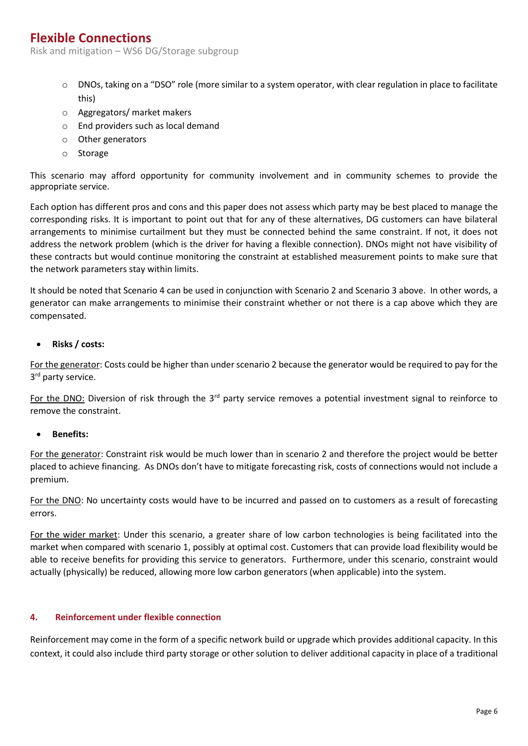- DNOs, taking on a "DSO" role (more similar to a system operator, with clear regulation in place to facilitate this)
- Aggregators/ market makers
- End providers such as local demand
- Other generators
- Storage

This scenario may afford opportunity for community involvement and in community schemes to provide the appropriate service.

Each option has different pros and cons and this paper does not assess which party may be best placed to manage the corresponding risks. It is important to point out that for any of these alternatives, DG customers can have bilateral arrangements to minimise curtailment but they must be connected behind the same constraint. If not, it does not address the network problem (which is the driver for having a flexible connection). DNOs might not have visibility of these contracts but would continue monitoring the constraint at established measurement points to make sure that the network parameters stay within limits.

It should be noted that Scenario 4 can be used in conjunction with Scenario 2 and Scenario 3 above. In other words, a generator can make arrangements to minimise their constraint whether or not there is a cap above which they are compensated.

- **Risks / costs:**

For the generator: Costs could be higher than under scenario 2 because the generator would be required to pay for the 3rd party service.

For the DNO: Diversion of risk through the 3rd party service removes a potential investment signal to reinforce to remove the constraint.

- **Benefits:**

For the generator: Constraint risk would be much lower than in scenario 2 and therefore the project would be better placed to achieve financing. As DNOs don't have to mitigate forecasting risk, costs of connections would not include a premium.

For the DNO: No uncertainty costs would have to be incurred and passed on to customers as a result of forecasting errors.

For the wider market: Under this scenario, a greater share of low carbon technologies is being facilitated into the market when compared with scenario 1, possibly at optimal cost. Customers that can provide load flexibility would be able to receive benefits for providing this service to generators. Furthermore, under this scenario, constraint would actually (physically) be reduced, allowing more low carbon generators (when applicable) into the system.

## 4. Reinforcement under flexible connection

Reinforcement may come in the form of a specific network build or upgrade which provides additional capacity. In this context, it could also include third party storage or other solution to deliver additional capacity in place of a traditional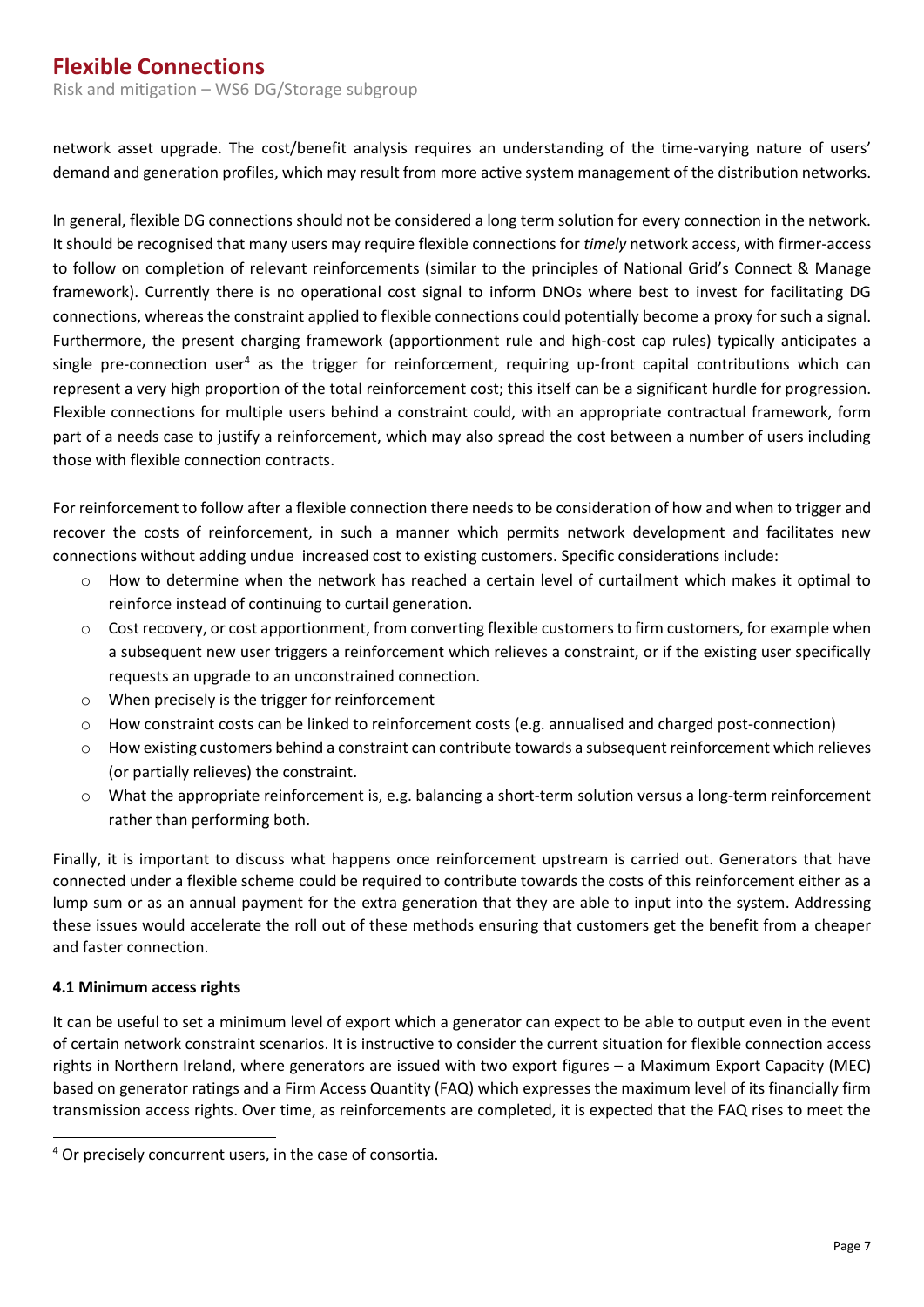network asset upgrade. The cost/benefit analysis requires an understanding of the time-varying nature of users' demand and generation profiles, which may result from more active system management of the distribution networks.

In general, flexible DG connections should not be considered a long term solution for every connection in the network. It should be recognised that many users may require flexible connections for *timely* network access, with firmer-access to follow on completion of relevant reinforcements (similar to the principles of National Grid's Connect & Manage framework). Currently there is no operational cost signal to inform DNOs where best to invest for facilitating DG connections, whereas the constraint applied to flexible connections could potentially become a proxy for such a signal. Furthermore, the present charging framework (apportionment rule and high-cost cap rules) typically anticipates a single pre-connection user[4] as the trigger for reinforcement, requiring up-front capital contributions which can represent a very high proportion of the total reinforcement cost; this itself can be a significant hurdle for progression. Flexible connections for multiple users behind a constraint could, with an appropriate contractual framework, form part of a needs case to justify a reinforcement, which may also spread the cost between a number of users including those with flexible connection contracts.

For reinforcement to follow after a flexible connection there needs to be consideration of how and when to trigger and recover the costs of reinforcement, in such a manner which permits network development and facilitates new connections without adding undue increased cost to existing customers. Specific considerations include:

- How to determine when the network has reached a certain level of curtailment which makes it optimal to reinforce instead of continuing to curtail generation.
- Cost recovery, or cost apportionment, from converting flexible customers to firm customers, for example when a subsequent new user triggers a reinforcement which relieves a constraint, or if the existing user specifically requests an upgrade to an unconstrained connection.
- When precisely is the trigger for reinforcement
- How constraint costs can be linked to reinforcement costs (e.g. annualised and charged post-connection)
- How existing customers behind a constraint can contribute towards a subsequent reinforcement which relieves (or partially relieves) the constraint.
- What the appropriate reinforcement is, e.g. balancing a short-term solution versus a long-term reinforcement rather than performing both.

Finally, it is important to discuss what happens once reinforcement upstream is carried out. Generators that have connected under a flexible scheme could be required to contribute towards the costs of this reinforcement either as a lump sum or as an annual payment for the extra generation that they are able to input into the system. Addressing these issues would accelerate the roll out of these methods ensuring that customers get the benefit from a cheaper and faster connection.

### 4.1 Minimum access rights

It can be useful to set a minimum level of export which a generator can expect to be able to output even in the event of certain network constraint scenarios. It is instructive to consider the current situation for flexible connection access rights in Northern Ireland, where generators are issued with two export figures – a Maximum Export Capacity (MEC) based on generator ratings and a Firm Access Quantity (FAQ) which expresses the maximum level of its financially firm transmission access rights. Over time, as reinforcements are completed, it is expected that the FAQ rises to meet the

[4] Or precisely concurrent users, in the case of consortia.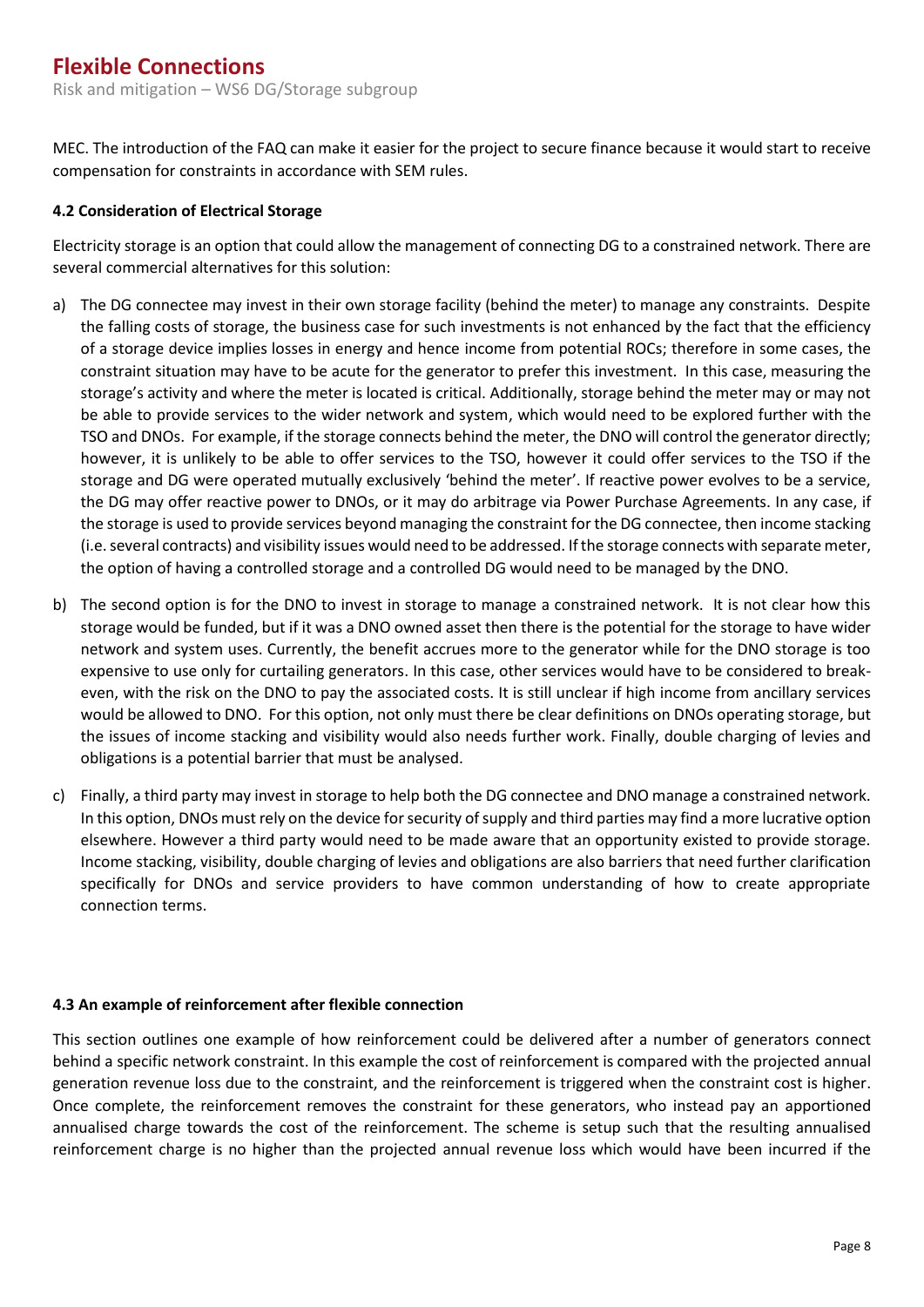MEC. The introduction of the FAQ can make it easier for the project to secure finance because it would start to receive compensation for constraints in accordance with SEM rules.

**4.2 Consideration of Electrical Storage**

Electricity storage is an option that could allow the management of connecting DG to a constrained network. There are several commercial alternatives for this solution:

a) The DG connectee may invest in their own storage facility (behind the meter) to manage any constraints. Despite the falling costs of storage, the business case for such investments is not enhanced by the fact that the efficiency of a storage device implies losses in energy and hence income from potential ROCs; therefore in some cases, the constraint situation may have to be acute for the generator to prefer this investment. In this case, measuring the storage's activity and where the meter is located is critical. Additionally, storage behind the meter may or may not be able to provide services to the wider network and system, which would need to be explored further with the TSO and DNOs. For example, if the storage connects behind the meter, the DNO will control the generator directly; however, it is unlikely to be able to offer services to the TSO, however it could offer services to the TSO if the storage and DG were operated mutually exclusively 'behind the meter'. If reactive power evolves to be a service, the DG may offer reactive power to DNOs, or it may do arbitrage via Power Purchase Agreements. In any case, if the storage is used to provide services beyond managing the constraint for the DG connectee, then income stacking (i.e. several contracts) and visibility issues would need to be addressed. If the storage connects with separate meter, the option of having a controlled storage and a controlled DG would need to be managed by the DNO.

b) The second option is for the DNO to invest in storage to manage a constrained network. It is not clear how this storage would be funded, but if it was a DNO owned asset then there is the potential for the storage to have wider network and system uses. Currently, the benefit accrues more to the generator while for the DNO storage is too expensive to use only for curtailing generators. In this case, other services would have to be considered to break-even, with the risk on the DNO to pay the associated costs. It is still unclear if high income from ancillary services would be allowed to DNO. For this option, not only must there be clear definitions on DNOs operating storage, but the issues of income stacking and visibility would also needs further work. Finally, double charging of levies and obligations is a potential barrier that must be analysed.

c) Finally, a third party may invest in storage to help both the DG connectee and DNO manage a constrained network. In this option, DNOs must rely on the device for security of supply and third parties may find a more lucrative option elsewhere. However a third party would need to be made aware that an opportunity existed to provide storage. Income stacking, visibility, double charging of levies and obligations are also barriers that need further clarification specifically for DNOs and service providers to have common understanding of how to create appropriate connection terms.

**4.3 An example of reinforcement after flexible connection**

This section outlines one example of how reinforcement could be delivered after a number of generators connect behind a specific network constraint. In this example the cost of reinforcement is compared with the projected annual generation revenue loss due to the constraint, and the reinforcement is triggered when the constraint cost is higher. Once complete, the reinforcement removes the constraint for these generators, who instead pay an apportioned annualised charge towards the cost of the reinforcement. The scheme is setup such that the resulting annualised reinforcement charge is no higher than the projected annual revenue loss which would have been incurred if the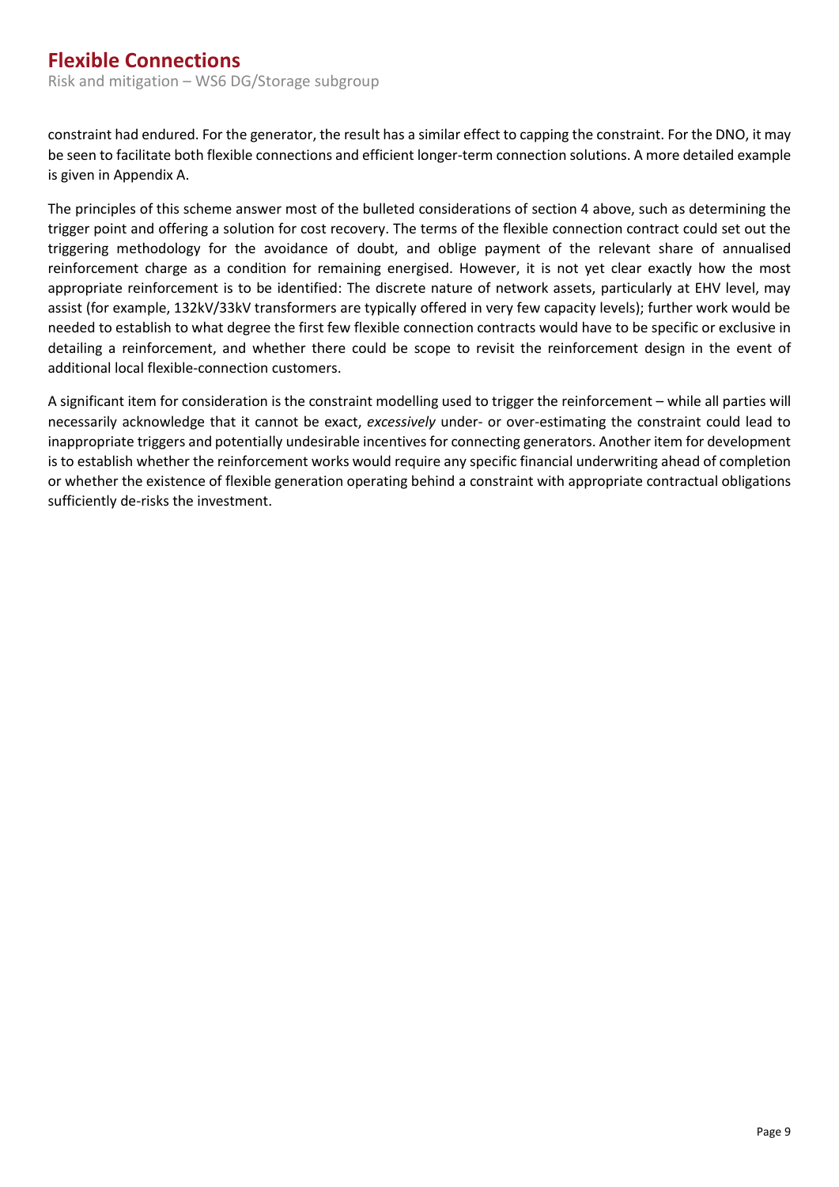constraint had endured. For the generator, the result has a similar effect to capping the constraint. For the DNO, it may be seen to facilitate both flexible connections and efficient longer-term connection solutions. A more detailed example is given in Appendix A.

The principles of this scheme answer most of the bulleted considerations of section 4 above, such as determining the trigger point and offering a solution for cost recovery. The terms of the flexible connection contract could set out the triggering methodology for the avoidance of doubt, and oblige payment of the relevant share of annualised reinforcement charge as a condition for remaining energised. However, it is not yet clear exactly how the most appropriate reinforcement is to be identified: The discrete nature of network assets, particularly at EHV level, may assist (for example, 132kV/33kV transformers are typically offered in very few capacity levels); further work would be needed to establish to what degree the first few flexible connection contracts would have to be specific or exclusive in detailing a reinforcement, and whether there could be scope to revisit the reinforcement design in the event of additional local flexible-connection customers.

A significant item for consideration is the constraint modelling used to trigger the reinforcement – while all parties will necessarily acknowledge that it cannot be exact, *excessively* under- or over-estimating the constraint could lead to inappropriate triggers and potentially undesirable incentives for connecting generators. Another item for development is to establish whether the reinforcement works would require any specific financial underwriting ahead of completion or whether the existence of flexible generation operating behind a constraint with appropriate contractual obligations sufficiently de-risks the investment.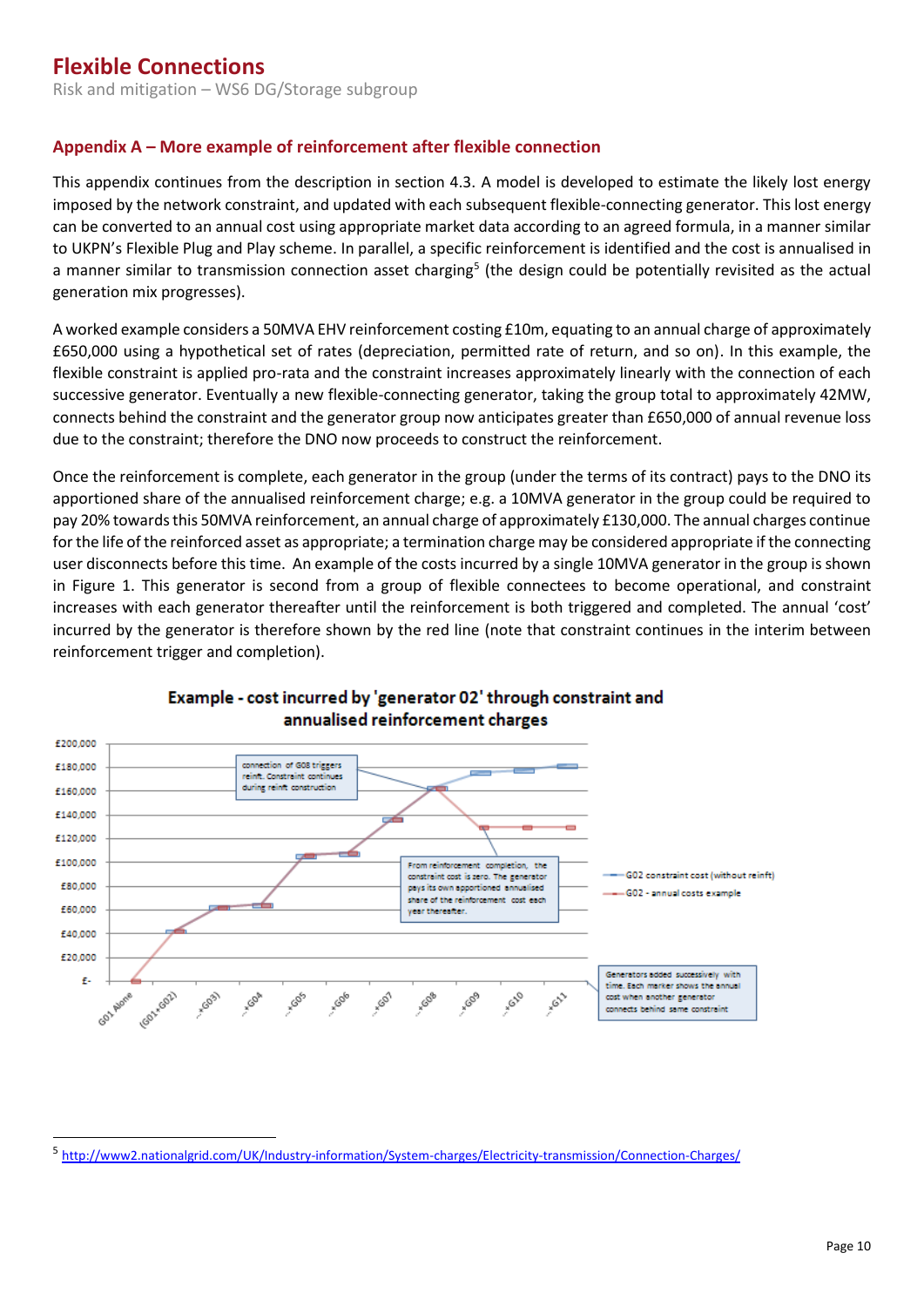## Appendix A – More example of reinforcement after flexible connection

This appendix continues from the description in section 4.3. A model is developed to estimate the likely lost energy imposed by the network constraint, and updated with each subsequent flexible-connecting generator. This lost energy can be converted to an annual cost using appropriate market data according to an agreed formula, in a manner similar to UKPN's Flexible Plug and Play scheme. In parallel, a specific reinforcement is identified and the cost is annualised in a manner similar to transmission connection asset charging[5] (the design could be potentially revisited as the actual generation mix progresses).

A worked example considers a 50MVA EHV reinforcement costing £10m, equating to an annual charge of approximately £650,000 using a hypothetical set of rates (depreciation, permitted rate of return, and so on). In this example, the flexible constraint is applied pro-rata and the constraint increases approximately linearly with the connection of each successive generator. Eventually a new flexible-connecting generator, taking the group total to approximately 42MW, connects behind the constraint and the generator group now anticipates greater than £650,000 of annual revenue loss due to the constraint; therefore the DNO now proceeds to construct the reinforcement.

Once the reinforcement is complete, each generator in the group (under the terms of its contract) pays to the DNO its apportioned share of the annualised reinforcement charge; e.g. a 10MVA generator in the group could be required to pay 20% towards this 50MVA reinforcement, an annual charge of approximately £130,000. The annual charges continue for the life of the reinforced asset as appropriate; a termination charge may be considered appropriate if the connecting user disconnects before this time. An example of the costs incurred by a single 10MVA generator in the group is shown in Figure 1. This generator is second from a group of flexible connectees to become operational, and constraint increases with each generator thereafter until the reinforcement is both triggered and completed. The annual 'cost' incurred by the generator is therefore shown by the red line (note that constraint continues in the interim between reinforcement trigger and completion).

**Example - cost incurred by 'generator 02' through constraint and annualised reinforcement charges**

[Chart: y-axis £- to £200,000; x-axis G01 Alone, (G01+G02), ...+G03, ...+G04, ...+G05, ...+G06, ...+G07, ...+G08, ...+G09, ...+G10, ...+G11. Series: G02 constraint cost (without reinft); G02 - annual costs example.]

Annotations:
- connection of G08 triggers reinft. Constraint continues during reinft construction
- From reinforcement completion, the constraint cost is zero. The generator pays its own apportioned annualised share of the reinforcement cost each year thereafter.
- Generators added successively with time. Each marker shows the annual cost when another generator connects behind same constraint

[5] http://www2.nationalgrid.com/UK/Industry-information/System-charges/Electricity-transmission/Connection-Charges/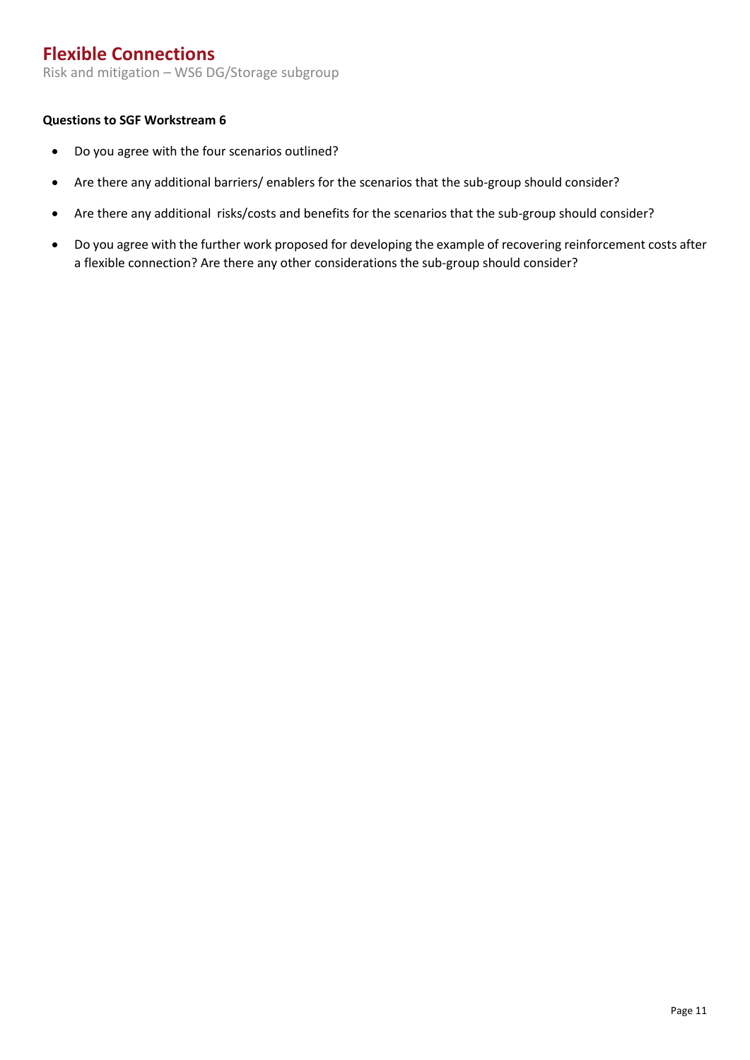**Questions to SGF Workstream 6**

- Do you agree with the four scenarios outlined?
- Are there any additional barriers/ enablers for the scenarios that the sub-group should consider?
- Are there any additional risks/costs and benefits for the scenarios that the sub-group should consider?
- Do you agree with the further work proposed for developing the example of recovering reinforcement costs after a flexible connection? Are there any other considerations the sub-group should consider?